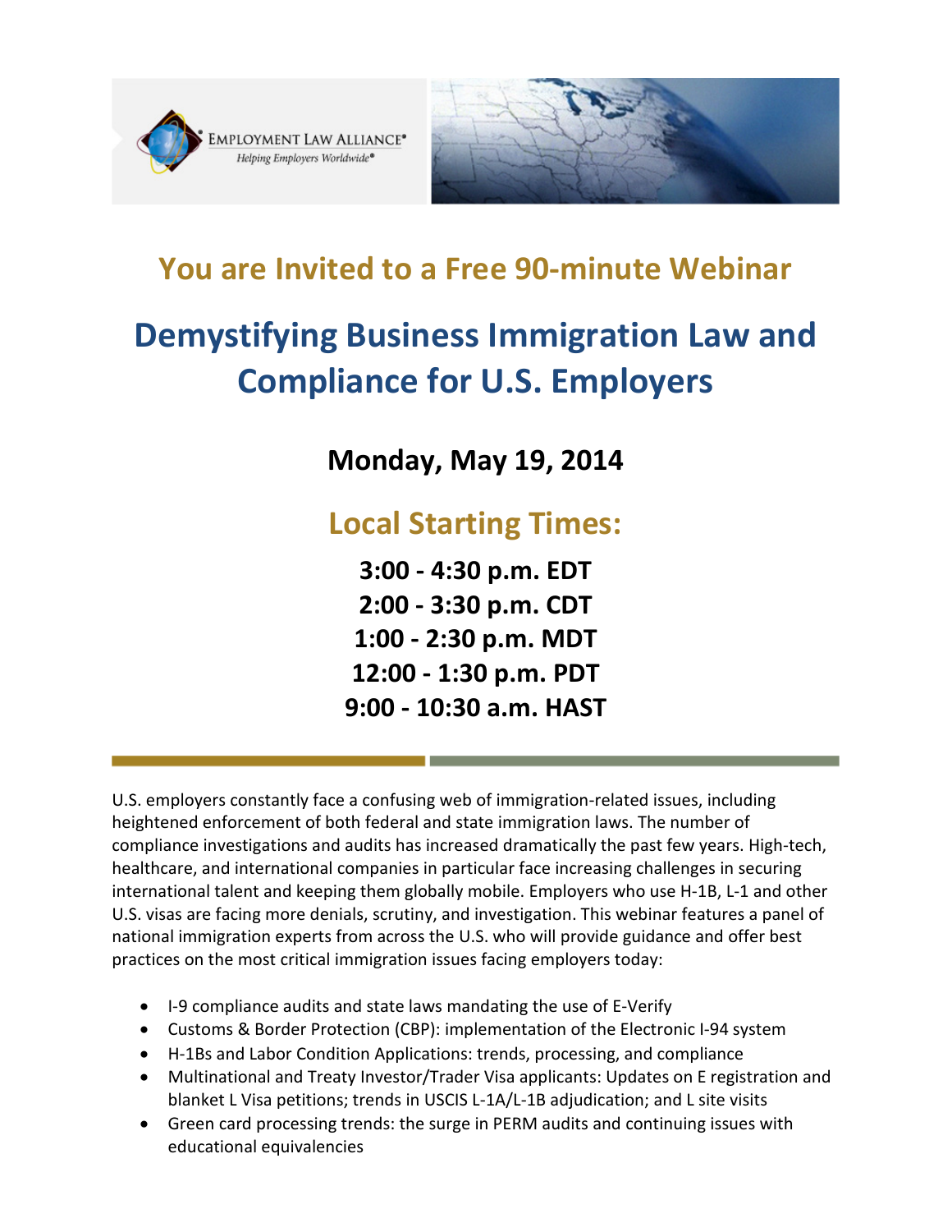EMPLOYMENT LAW ALLIANCE®

*Helping Employers Worldwide®*

## You are Invited to a Free 90-minute Webinar

# Demystifying Business Immigration Law and Compliance for U.S. Employers

**Monday, May 19, 2014**

## Local Starting Times:

**3:00 - 4:30 p.m. EDT**
**2:00 - 3:30 p.m. CDT**
**1:00 - 2:30 p.m. MDT**
**12:00 - 1:30 p.m. PDT**
**9:00 - 10:30 a.m. HAST**

U.S. employers constantly face a confusing web of immigration-related issues, including heightened enforcement of both federal and state immigration laws. The number of compliance investigations and audits has increased dramatically the past few years. High-tech, healthcare, and international companies in particular face increasing challenges in securing international talent and keeping them globally mobile. Employers who use H-1B, L-1 and other U.S. visas are facing more denials, scrutiny, and investigation. This webinar features a panel of national immigration experts from across the U.S. who will provide guidance and offer best practices on the most critical immigration issues facing employers today:

- I-9 compliance audits and state laws mandating the use of E-Verify
- Customs & Border Protection (CBP): implementation of the Electronic I-94 system
- H-1Bs and Labor Condition Applications: trends, processing, and compliance
- Multinational and Treaty Investor/Trader Visa applicants: Updates on E registration and blanket L Visa petitions; trends in USCIS L-1A/L-1B adjudication; and L site visits
- Green card processing trends: the surge in PERM audits and continuing issues with educational equivalencies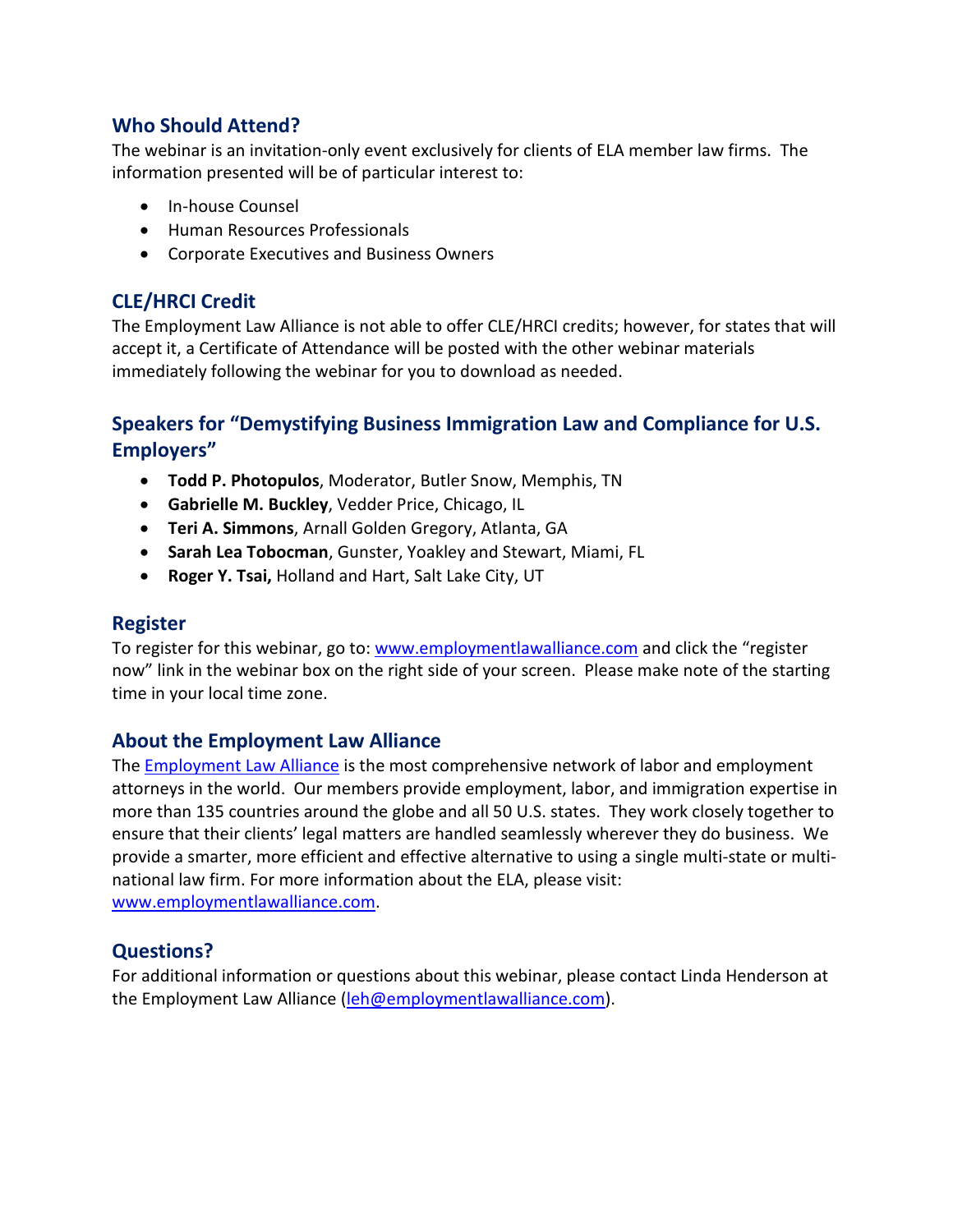## Who Should Attend?

The webinar is an invitation-only event exclusively for clients of ELA member law firms. The information presented will be of particular interest to:

- In-house Counsel
- Human Resources Professionals
- Corporate Executives and Business Owners

## CLE/HRCI Credit

The Employment Law Alliance is not able to offer CLE/HRCI credits; however, for states that will accept it, a Certificate of Attendance will be posted with the other webinar materials immediately following the webinar for you to download as needed.

## Speakers for "Demystifying Business Immigration Law and Compliance for U.S. Employers"

- **Todd P. Photopulos**, Moderator, Butler Snow, Memphis, TN
- **Gabrielle M. Buckley**, Vedder Price, Chicago, IL
- **Teri A. Simmons**, Arnall Golden Gregory, Atlanta, GA
- **Sarah Lea Tobocman**, Gunster, Yoakley and Stewart, Miami, FL
- **Roger Y. Tsai,** Holland and Hart, Salt Lake City, UT

## Register

To register for this webinar, go to: www.employmentlawalliance.com and click the "register now" link in the webinar box on the right side of your screen. Please make note of the starting time in your local time zone.

## About the Employment Law Alliance

The Employment Law Alliance is the most comprehensive network of labor and employment attorneys in the world. Our members provide employment, labor, and immigration expertise in more than 135 countries around the globe and all 50 U.S. states. They work closely together to ensure that their clients' legal matters are handled seamlessly wherever they do business. We provide a smarter, more efficient and effective alternative to using a single multi-state or multi-national law firm. For more information about the ELA, please visit: www.employmentlawalliance.com.

## Questions?

For additional information or questions about this webinar, please contact Linda Henderson at the Employment Law Alliance (leh@employmentlawalliance.com).